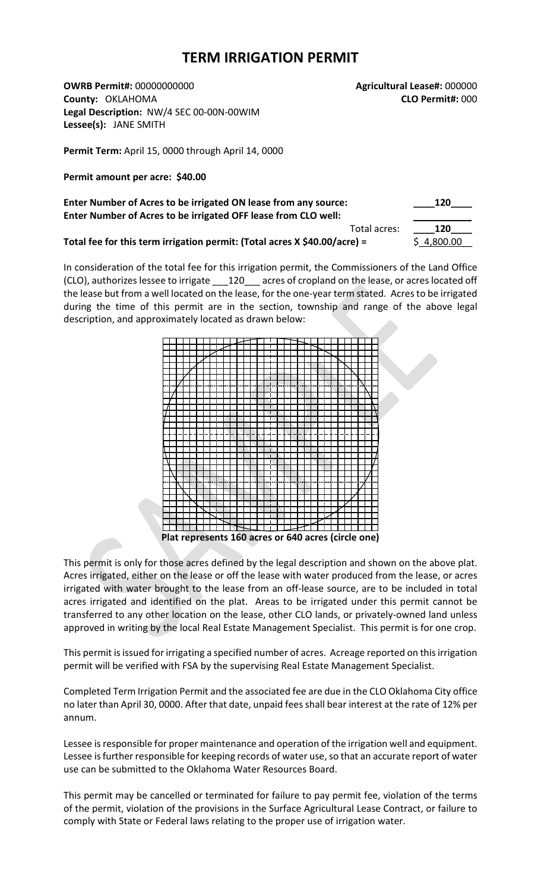# TERM IRRIGATION PERMIT

**OWRB Permit#:** 00000000000

**Agricultural Lease#:** 000000

**County:** OKLAHOMA

**CLO Permit#:** 000

**Legal Description:** NW/4 SEC 00-00N-00WIM

**Lessee(s):** JANE SMITH

**Permit Term:** April 15, 0000 through April 14, 0000

**Permit amount per acre: $40.00**

| | |
|---|---|
| **Enter Number of Acres to be irrigated ON lease from any source:** | 120 |
| **Enter Number of Acres to be irrigated OFF lease from CLO well:** | |
| Total acres: | 120 |
| **Total fee for this term irrigation permit: (Total acres X $40.00/acre) =** | $ 4,800.00 |

In consideration of the total fee for this irrigation permit, the Commissioners of the Land Office (CLO), authorizes lessee to irrigate ___120___ acres of cropland on the lease, or acres located off the lease but from a well located on the lease, for the one-year term stated. Acres to be irrigated during the time of this permit are in the section, township and range of the above legal description, and approximately located as drawn below:

**Plat represents 160 acres or 640 acres (circle one)**

This permit is only for those acres defined by the legal description and shown on the above plat. Acres irrigated, either on the lease or off the lease with water produced from the lease, or acres irrigated with water brought to the lease from an off-lease source, are to be included in total acres irrigated and identified on the plat. Areas to be irrigated under this permit cannot be transferred to any other location on the lease, other CLO lands, or privately-owned land unless approved in writing by the local Real Estate Management Specialist. This permit is for one crop.

This permit is issued for irrigating a specified number of acres. Acreage reported on this irrigation permit will be verified with FSA by the supervising Real Estate Management Specialist.

Completed Term Irrigation Permit and the associated fee are due in the CLO Oklahoma City office no later than April 30, 0000. After that date, unpaid fees shall bear interest at the rate of 12% per annum.

Lessee is responsible for proper maintenance and operation of the irrigation well and equipment. Lessee is further responsible for keeping records of water use, so that an accurate report of water use can be submitted to the Oklahoma Water Resources Board.

This permit may be cancelled or terminated for failure to pay permit fee, violation of the terms of the permit, violation of the provisions in the Surface Agricultural Lease Contract, or failure to comply with State or Federal laws relating to the proper use of irrigation water.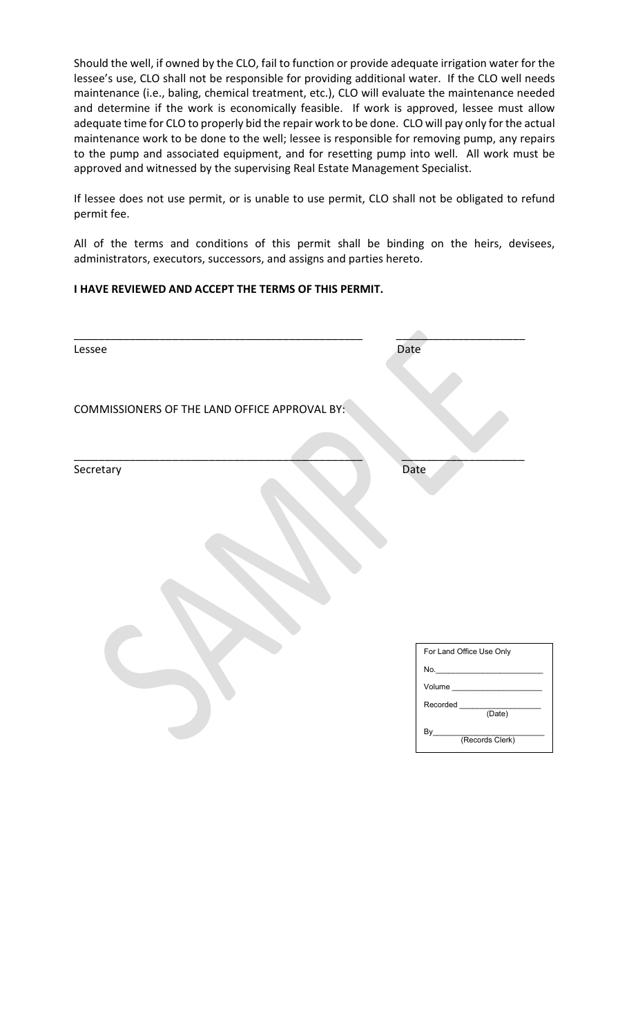Should the well, if owned by the CLO, fail to function or provide adequate irrigation water for the lessee's use, CLO shall not be responsible for providing additional water. If the CLO well needs maintenance (i.e., baling, chemical treatment, etc.), CLO will evaluate the maintenance needed and determine if the work is economically feasible. If work is approved, lessee must allow adequate time for CLO to properly bid the repair work to be done. CLO will pay only for the actual maintenance work to be done to the well; lessee is responsible for removing pump, any repairs to the pump and associated equipment, and for resetting pump into well. All work must be approved and witnessed by the supervising Real Estate Management Specialist.

If lessee does not use permit, or is unable to use permit, CLO shall not be obligated to refund permit fee.

All of the terms and conditions of this permit shall be binding on the heirs, devisees, administrators, executors, successors, and assigns and parties hereto.

**I HAVE REVIEWED AND ACCEPT THE TERMS OF THIS PERMIT.**

_______________________________________________ _____________________

Lessee Date

COMMISSIONERS OF THE LAND OFFICE APPROVAL BY:

_______________________________________________ _____________________

Secretary Date

For Land Office Use Only

No.________________________

Volume ____________________

Recorded __________________
(Date)

By_________________________
(Records Clerk)